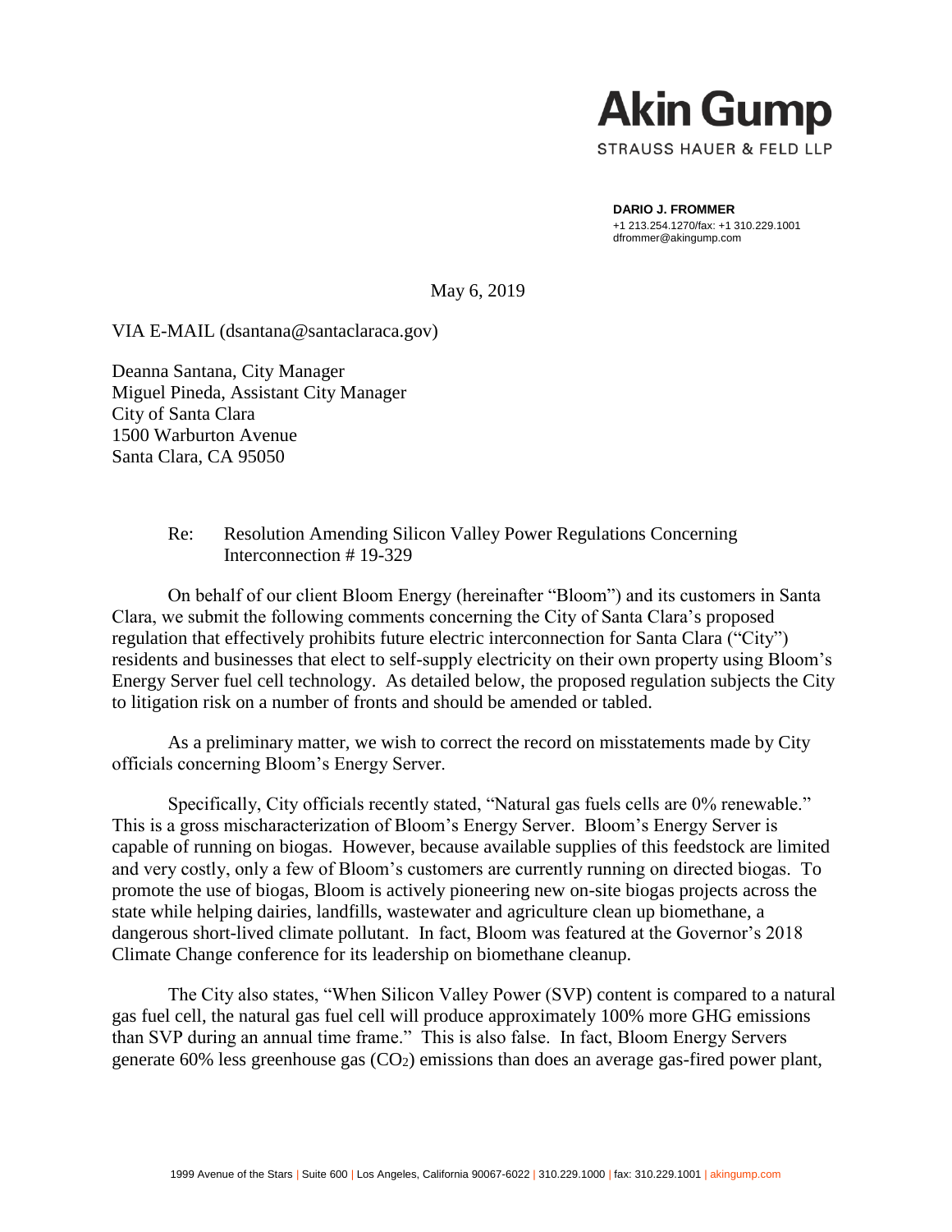**Akin Gump**
STRAUSS HAUER & FELD LLP

**DARIO J. FROMMER**
+1 213.254.1270/fax: +1 310.229.1001
dfrommer@akingump.com

May 6, 2019

VIA E-MAIL (dsantana@santaclaraca.gov)

Deanna Santana, City Manager
Miguel Pineda, Assistant City Manager
City of Santa Clara
1500 Warburton Avenue
Santa Clara, CA 95050

Re: Resolution Amending Silicon Valley Power Regulations Concerning Interconnection # 19-329

On behalf of our client Bloom Energy (hereinafter "Bloom") and its customers in Santa Clara, we submit the following comments concerning the City of Santa Clara's proposed regulation that effectively prohibits future electric interconnection for Santa Clara ("City") residents and businesses that elect to self-supply electricity on their own property using Bloom's Energy Server fuel cell technology. As detailed below, the proposed regulation subjects the City to litigation risk on a number of fronts and should be amended or tabled.

As a preliminary matter, we wish to correct the record on misstatements made by City officials concerning Bloom's Energy Server.

Specifically, City officials recently stated, "Natural gas fuels cells are 0% renewable." This is a gross mischaracterization of Bloom's Energy Server. Bloom's Energy Server is capable of running on biogas. However, because available supplies of this feedstock are limited and very costly, only a few of Bloom's customers are currently running on directed biogas. To promote the use of biogas, Bloom is actively pioneering new on-site biogas projects across the state while helping dairies, landfills, wastewater and agriculture clean up biomethane, a dangerous short-lived climate pollutant. In fact, Bloom was featured at the Governor's 2018 Climate Change conference for its leadership on biomethane cleanup.

The City also states, "When Silicon Valley Power (SVP) content is compared to a natural gas fuel cell, the natural gas fuel cell will produce approximately 100% more GHG emissions than SVP during an annual time frame." This is also false. In fact, Bloom Energy Servers generate 60% less greenhouse gas ($CO_2$) emissions than does an average gas-fired power plant,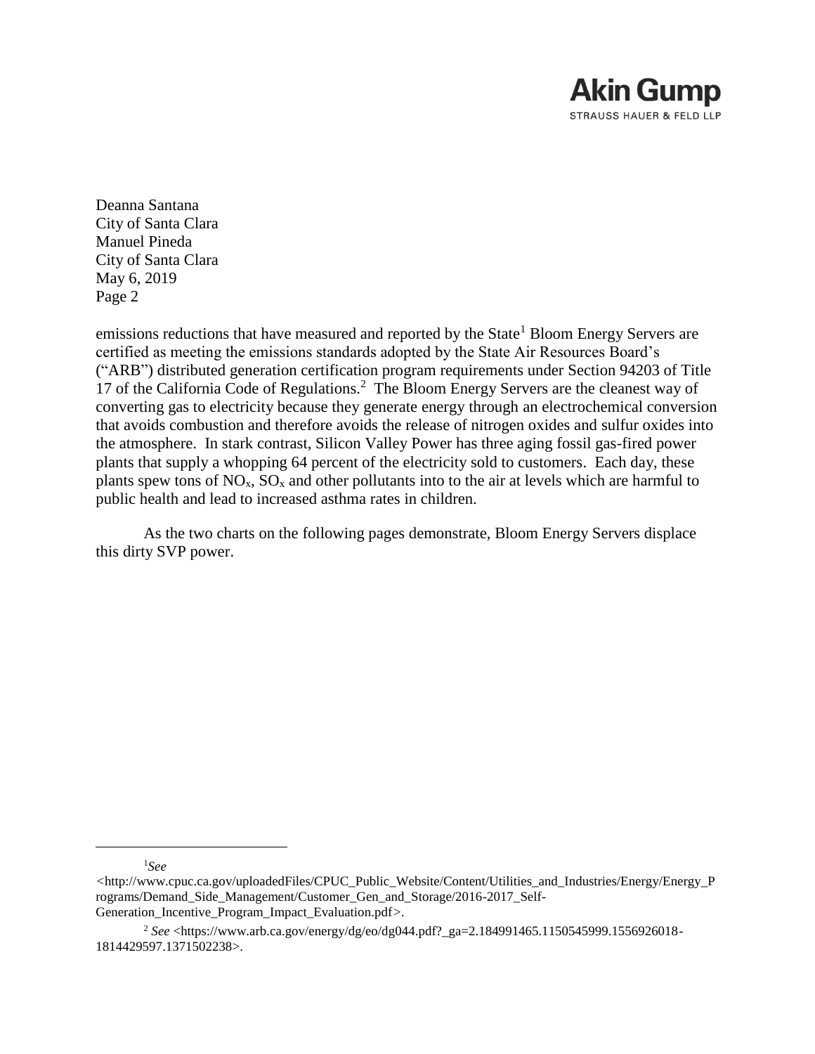emissions reductions that have measured and reported by the State[1] Bloom Energy Servers are certified as meeting the emissions standards adopted by the State Air Resources Board's ("ARB") distributed generation certification program requirements under Section 94203 of Title 17 of the California Code of Regulations.[2] The Bloom Energy Servers are the cleanest way of converting gas to electricity because they generate energy through an electrochemical conversion that avoids combustion and therefore avoids the release of nitrogen oxides and sulfur oxides into the atmosphere. In stark contrast, Silicon Valley Power has three aging fossil gas-fired power plants that supply a whopping 64 percent of the electricity sold to customers. Each day, these plants spew tons of $NO_x$, $SO_x$ and other pollutants into to the air at levels which are harmful to public health and lead to increased asthma rates in children.

As the two charts on the following pages demonstrate, Bloom Energy Servers displace this dirty SVP power.

---

[1] *See* <http://www.cpuc.ca.gov/uploadedFiles/CPUC_Public_Website/Content/Utilities_and_Industries/Energy/Energy_Programs/Demand_Side_Management/Customer_Gen_and_Storage/2016-2017_Self-Generation_Incentive_Program_Impact_Evaluation.pdf>.

[2] *See* <https://www.arb.ca.gov/energy/dg/eo/dg044.pdf?_ga=2.184991465.1150545999.1556926018-1814429597.1371502238>.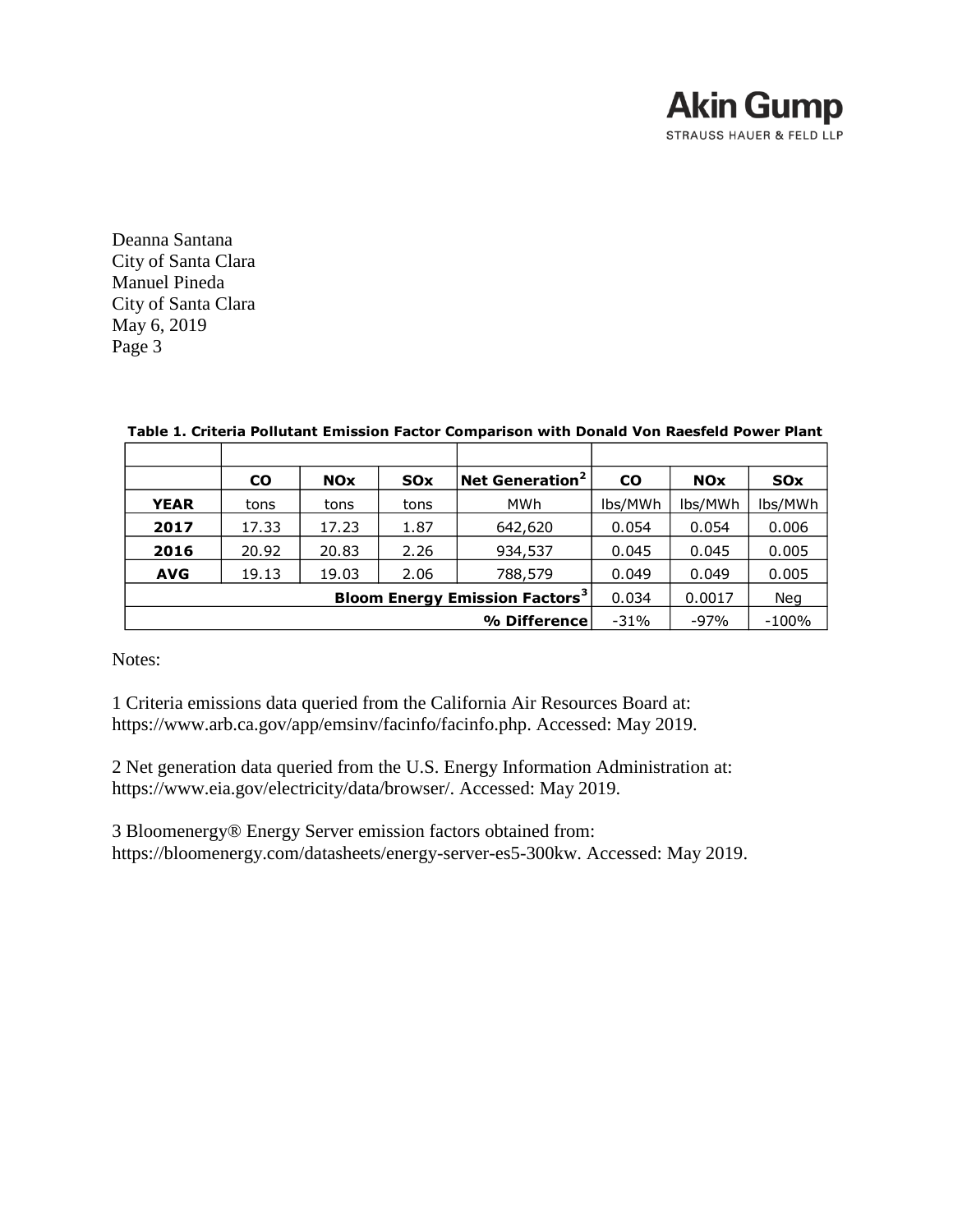Deanna Santana
City of Santa Clara
Manuel Pineda
City of Santa Clara
May 6, 2019
Page 3

**Table 1. Criteria Pollutant Emission Factor Comparison with Donald Von Raesfeld Power Plant**

| | | | | | | | |
|---|---|---|---|---|---|---|---|
| | **CO** | **NOx** | **SOx** | **Net Generation[2]** | **CO** | **NOx** | **SOx** |
| **YEAR** | tons | tons | tons | MWh | lbs/MWh | lbs/MWh | lbs/MWh |
| **2017** | 17.33 | 17.23 | 1.87 | 642,620 | 0.054 | 0.054 | 0.006 |
| **2016** | 20.92 | 20.83 | 2.26 | 934,537 | 0.045 | 0.045 | 0.005 |
| **AVG** | 19.13 | 19.03 | 2.06 | 788,579 | 0.049 | 0.049 | 0.005 |
| | | | | **Bloom Energy Emission Factors[3]** | 0.034 | 0.0017 | Neg |
| | | | | **% Difference** | -31% | -97% | -100% |

Notes:

1 Criteria emissions data queried from the California Air Resources Board at: https://www.arb.ca.gov/app/emsinv/facinfo/facinfo.php. Accessed: May 2019.

2 Net generation data queried from the U.S. Energy Information Administration at: https://www.eia.gov/electricity/data/browser/. Accessed: May 2019.

3 Bloomenergy® Energy Server emission factors obtained from: https://bloomenergy.com/datasheets/energy-server-es5-300kw. Accessed: May 2019.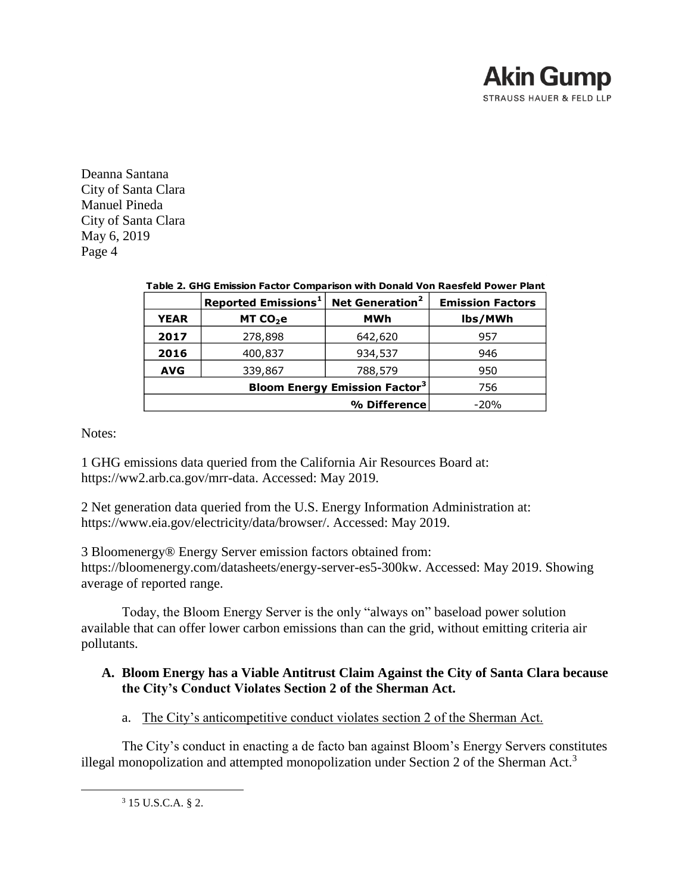Deanna Santana
City of Santa Clara
Manuel Pineda
City of Santa Clara
May 6, 2019
Page 4

**Table 2. GHG Emission Factor Comparison with Donald Von Raesfeld Power Plant**

| | Reported Emissions[1] | Net Generation[2] | Emission Factors |
|---|---|---|---|
| **YEAR** | **MT $CO_2e$** | **MWh** | **lbs/MWh** |
| **2017** | 278,898 | 642,620 | 957 |
| **2016** | 400,837 | 934,537 | 946 |
| **AVG** | 339,867 | 788,579 | 950 |
| | | **Bloom Energy Emission Factor[3]** | 756 |
| | | **% Difference** | -20% |

Notes:

1 GHG emissions data queried from the California Air Resources Board at: https://ww2.arb.ca.gov/mrr-data. Accessed: May 2019.

2 Net generation data queried from the U.S. Energy Information Administration at: https://www.eia.gov/electricity/data/browser/. Accessed: May 2019.

3 Bloomenergy® Energy Server emission factors obtained from: https://bloomenergy.com/datasheets/energy-server-es5-300kw. Accessed: May 2019. Showing average of reported range.

Today, the Bloom Energy Server is the only "always on" baseload power solution available that can offer lower carbon emissions than can the grid, without emitting criteria air pollutants.

### A. Bloom Energy has a Viable Antitrust Claim Against the City of Santa Clara because the City's Conduct Violates Section 2 of the Sherman Act.

a. The City's anticompetitive conduct violates section 2 of the Sherman Act.

The City's conduct in enacting a de facto ban against Bloom's Energy Servers constitutes illegal monopolization and attempted monopolization under Section 2 of the Sherman Act.[3]

[3] 15 U.S.C.A. § 2.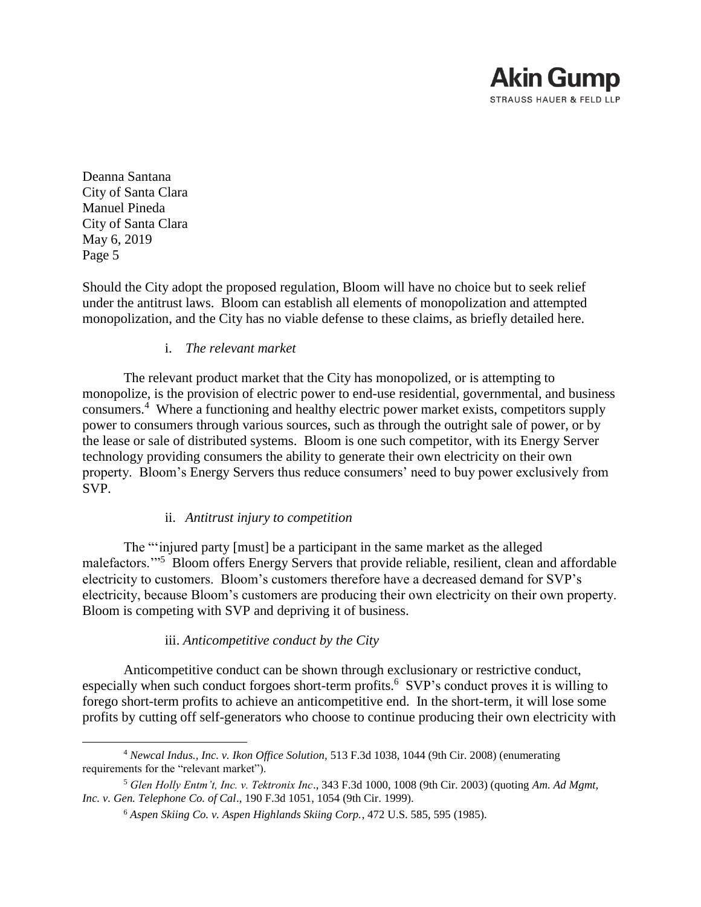Deanna Santana
City of Santa Clara
Manuel Pineda
City of Santa Clara
May 6, 2019
Page 5

Should the City adopt the proposed regulation, Bloom will have no choice but to seek relief under the antitrust laws. Bloom can establish all elements of monopolization and attempted monopolization, and the City has no viable defense to these claims, as briefly detailed here.

i. *The relevant market*

The relevant product market that the City has monopolized, or is attempting to monopolize, is the provision of electric power to end-use residential, governmental, and business consumers.[4] Where a functioning and healthy electric power market exists, competitors supply power to consumers through various sources, such as through the outright sale of power, or by the lease or sale of distributed systems. Bloom is one such competitor, with its Energy Server technology providing consumers the ability to generate their own electricity on their own property. Bloom's Energy Servers thus reduce consumers' need to buy power exclusively from SVP.

ii. *Antitrust injury to competition*

The "'injured party [must] be a participant in the same market as the alleged malefactors.'"[5] Bloom offers Energy Servers that provide reliable, resilient, clean and affordable electricity to customers. Bloom's customers therefore have a decreased demand for SVP's electricity, because Bloom's customers are producing their own electricity on their own property. Bloom is competing with SVP and depriving it of business.

iii. *Anticompetitive conduct by the City*

Anticompetitive conduct can be shown through exclusionary or restrictive conduct, especially when such conduct forgoes short-term profits.[6] SVP's conduct proves it is willing to forego short-term profits to achieve an anticompetitive end. In the short-term, it will lose some profits by cutting off self-generators who choose to continue producing their own electricity with

---

[4] *Newcal Indus., Inc. v. Ikon Office Solution,* 513 F.3d 1038, 1044 (9th Cir. 2008) (enumerating requirements for the "relevant market").

[5] *Glen Holly Entm't, Inc. v. Tektronix Inc*., 343 F.3d 1000, 1008 (9th Cir. 2003) (quoting *Am. Ad Mgmt, Inc. v. Gen. Telephone Co. of Cal*., 190 F.3d 1051, 1054 (9th Cir. 1999).

[6] *Aspen Skiing Co. v. Aspen Highlands Skiing Corp.*, 472 U.S. 585, 595 (1985).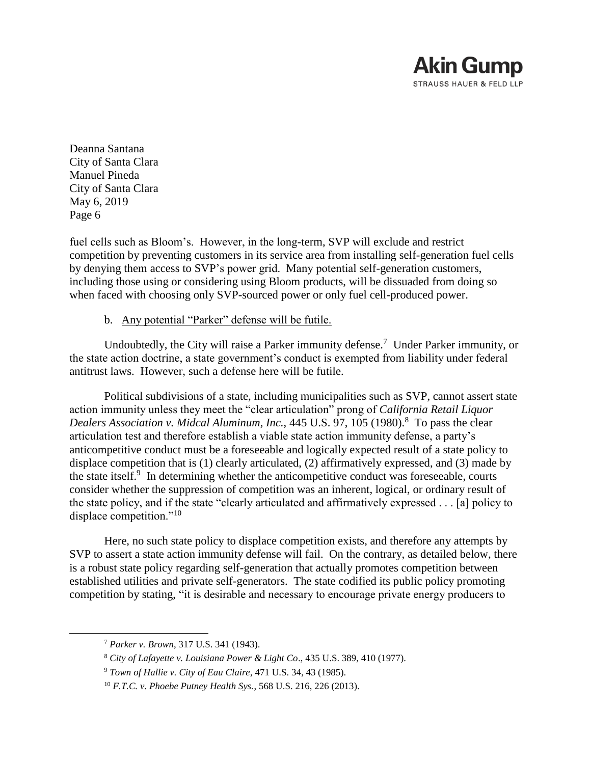fuel cells such as Bloom's. However, in the long-term, SVP will exclude and restrict competition by preventing customers in its service area from installing self-generation fuel cells by denying them access to SVP's power grid. Many potential self-generation customers, including those using or considering using Bloom products, will be dissuaded from doing so when faced with choosing only SVP-sourced power or only fuel cell-produced power.

b. Any potential "Parker" defense will be futile.

Undoubtedly, the City will raise a Parker immunity defense.[7] Under Parker immunity, or the state action doctrine, a state government's conduct is exempted from liability under federal antitrust laws. However, such a defense here will be futile.

Political subdivisions of a state, including municipalities such as SVP, cannot assert state action immunity unless they meet the "clear articulation" prong of *California Retail Liquor Dealers Association v. Midcal Aluminum, Inc.,* 445 U.S. 97, 105 (1980).[8] To pass the clear articulation test and therefore establish a viable state action immunity defense, a party's anticompetitive conduct must be a foreseeable and logically expected result of a state policy to displace competition that is (1) clearly articulated, (2) affirmatively expressed, and (3) made by the state itself.[9] In determining whether the anticompetitive conduct was foreseeable, courts consider whether the suppression of competition was an inherent, logical, or ordinary result of the state policy, and if the state "clearly articulated and affirmatively expressed . . . [a] policy to displace competition."[10]

Here, no such state policy to displace competition exists, and therefore any attempts by SVP to assert a state action immunity defense will fail. On the contrary, as detailed below, there is a robust state policy regarding self-generation that actually promotes competition between established utilities and private self-generators. The state codified its public policy promoting competition by stating, "it is desirable and necessary to encourage private energy producers to

---

[7] *Parker v. Brown*, 317 U.S. 341 (1943).

[8] *City of Lafayette v. Louisiana Power & Light Co*., 435 U.S. 389, 410 (1977).

[9] *Town of Hallie v. City of Eau Claire*, 471 U.S. 34, 43 (1985).

[10] *F.T.C. v. Phoebe Putney Health Sys.*, 568 U.S. 216, 226 (2013).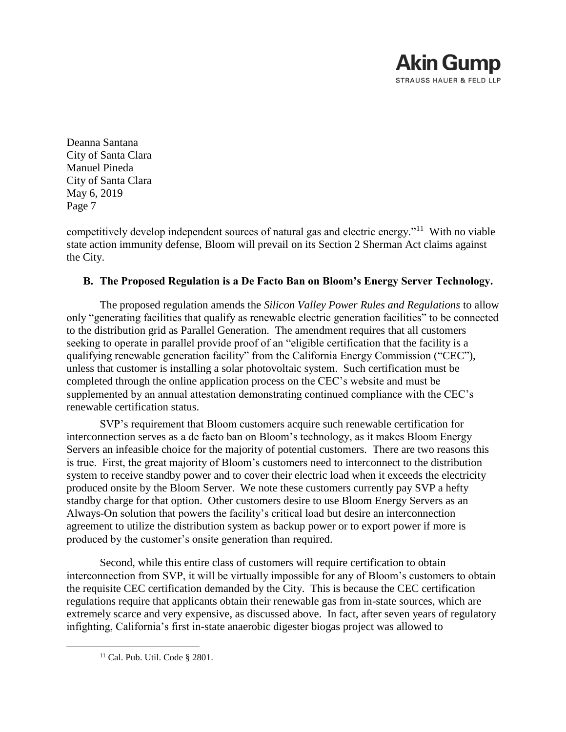competitively develop independent sources of natural gas and electric energy."[11] With no viable state action immunity defense, Bloom will prevail on its Section 2 Sherman Act claims against the City.

### B. The Proposed Regulation is a De Facto Ban on Bloom's Energy Server Technology.

The proposed regulation amends the *Silicon Valley Power Rules and Regulations* to allow only "generating facilities that qualify as renewable electric generation facilities" to be connected to the distribution grid as Parallel Generation. The amendment requires that all customers seeking to operate in parallel provide proof of an "eligible certification that the facility is a qualifying renewable generation facility" from the California Energy Commission ("CEC"), unless that customer is installing a solar photovoltaic system. Such certification must be completed through the online application process on the CEC's website and must be supplemented by an annual attestation demonstrating continued compliance with the CEC's renewable certification status.

SVP's requirement that Bloom customers acquire such renewable certification for interconnection serves as a de facto ban on Bloom's technology, as it makes Bloom Energy Servers an infeasible choice for the majority of potential customers. There are two reasons this is true. First, the great majority of Bloom's customers need to interconnect to the distribution system to receive standby power and to cover their electric load when it exceeds the electricity produced onsite by the Bloom Server. We note these customers currently pay SVP a hefty standby charge for that option. Other customers desire to use Bloom Energy Servers as an Always-On solution that powers the facility's critical load but desire an interconnection agreement to utilize the distribution system as backup power or to export power if more is produced by the customer's onsite generation than required.

Second, while this entire class of customers will require certification to obtain interconnection from SVP, it will be virtually impossible for any of Bloom's customers to obtain the requisite CEC certification demanded by the City. This is because the CEC certification regulations require that applicants obtain their renewable gas from in-state sources, which are extremely scarce and very expensive, as discussed above. In fact, after seven years of regulatory infighting, California's first in-state anaerobic digester biogas project was allowed to

---

[11] Cal. Pub. Util. Code § 2801.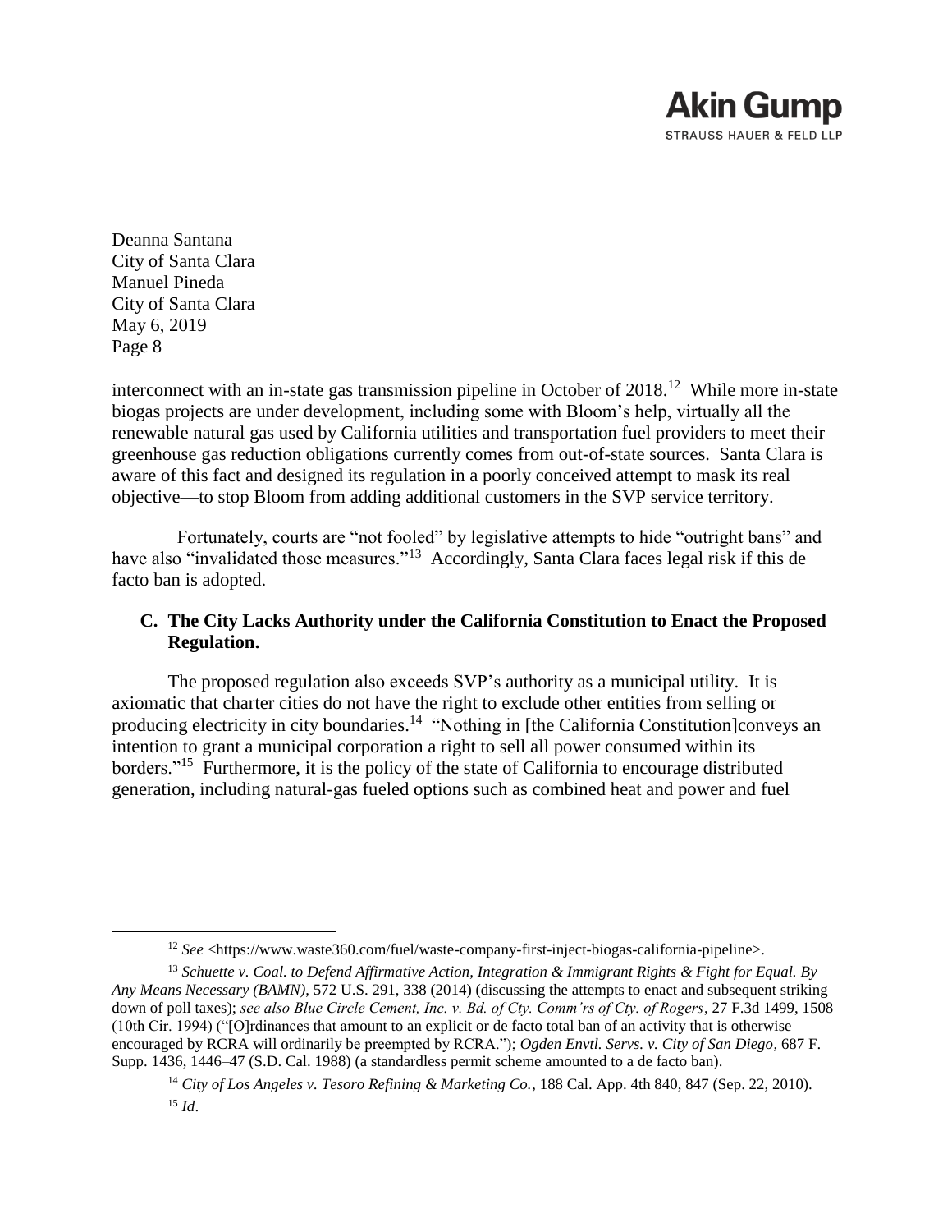interconnect with an in-state gas transmission pipeline in October of 2018.[12] While more in-state biogas projects are under development, including some with Bloom's help, virtually all the renewable natural gas used by California utilities and transportation fuel providers to meet their greenhouse gas reduction obligations currently comes from out-of-state sources. Santa Clara is aware of this fact and designed its regulation in a poorly conceived attempt to mask its real objective—to stop Bloom from adding additional customers in the SVP service territory.

Fortunately, courts are "not fooled" by legislative attempts to hide "outright bans" and have also "invalidated those measures."[13] Accordingly, Santa Clara faces legal risk if this de facto ban is adopted.

### C. The City Lacks Authority under the California Constitution to Enact the Proposed Regulation.

The proposed regulation also exceeds SVP's authority as a municipal utility. It is axiomatic that charter cities do not have the right to exclude other entities from selling or producing electricity in city boundaries.[14] "Nothing in [the California Constitution]conveys an intention to grant a municipal corporation a right to sell all power consumed within its borders."[15] Furthermore, it is the policy of the state of California to encourage distributed generation, including natural-gas fueled options such as combined heat and power and fuel

---

[12] *See* <https://www.waste360.com/fuel/waste-company-first-inject-biogas-california-pipeline>.

[13] *Schuette v. Coal. to Defend Affirmative Action, Integration & Immigrant Rights & Fight for Equal. By Any Means Necessary (BAMN)*, 572 U.S. 291, 338 (2014) (discussing the attempts to enact and subsequent striking down of poll taxes); *see also Blue Circle Cement, Inc. v. Bd. of Cty. Comm'rs of Cty. of Rogers*, 27 F.3d 1499, 1508 (10th Cir. 1994) ("[O]rdinances that amount to an explicit or de facto total ban of an activity that is otherwise encouraged by RCRA will ordinarily be preempted by RCRA."); *Ogden Envtl. Servs. v. City of San Diego*, 687 F. Supp. 1436, 1446–47 (S.D. Cal. 1988) (a standardless permit scheme amounted to a de facto ban).

[14] *City of Los Angeles v. Tesoro Refining & Marketing Co.*, 188 Cal. App. 4th 840, 847 (Sep. 22, 2010).

[15] *Id*.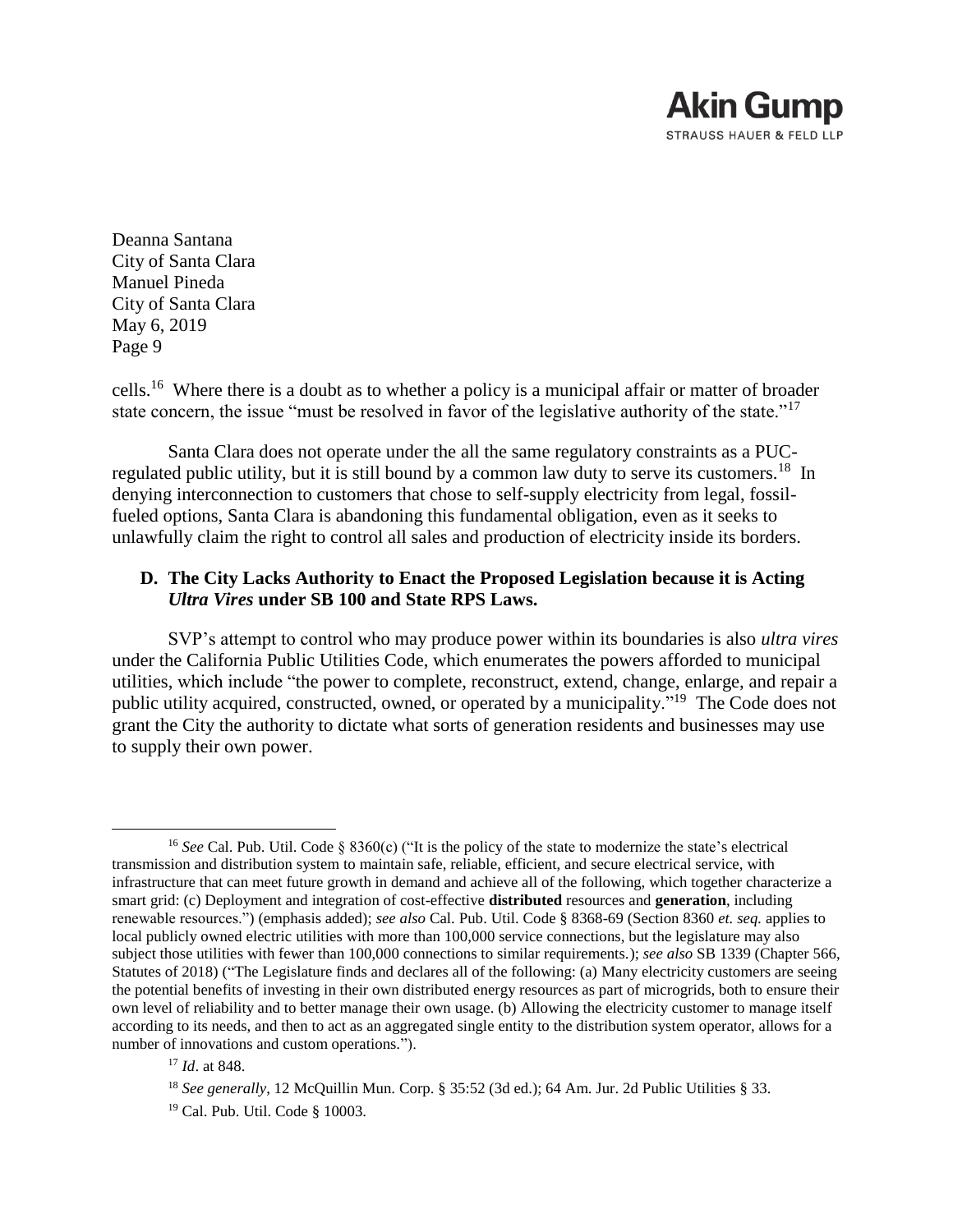Deanna Santana
City of Santa Clara
Manuel Pineda
City of Santa Clara
May 6, 2019
Page 9

cells.[16] Where there is a doubt as to whether a policy is a municipal affair or matter of broader state concern, the issue "must be resolved in favor of the legislative authority of the state."[17]

Santa Clara does not operate under the all the same regulatory constraints as a PUC-regulated public utility, but it is still bound by a common law duty to serve its customers.[18] In denying interconnection to customers that chose to self-supply electricity from legal, fossil-fueled options, Santa Clara is abandoning this fundamental obligation, even as it seeks to unlawfully claim the right to control all sales and production of electricity inside its borders.

### D. The City Lacks Authority to Enact the Proposed Legislation because it is Acting *Ultra Vires* under SB 100 and State RPS Laws.

SVP's attempt to control who may produce power within its boundaries is also *ultra vires* under the California Public Utilities Code, which enumerates the powers afforded to municipal utilities, which include "the power to complete, reconstruct, extend, change, enlarge, and repair a public utility acquired, constructed, owned, or operated by a municipality."[19] The Code does not grant the City the authority to dictate what sorts of generation residents and businesses may use to supply their own power.

---

[16] *See* Cal. Pub. Util. Code § 8360(c) ("It is the policy of the state to modernize the state's electrical transmission and distribution system to maintain safe, reliable, efficient, and secure electrical service, with infrastructure that can meet future growth in demand and achieve all of the following, which together characterize a smart grid: (c) Deployment and integration of cost-effective **distributed** resources and **generation**, including renewable resources.") (emphasis added); *see also* Cal. Pub. Util. Code § 8368-69 (Section 8360 *et. seq.* applies to local publicly owned electric utilities with more than 100,000 service connections, but the legislature may also subject those utilities with fewer than 100,000 connections to similar requirements.); *see also* SB 1339 (Chapter 566, Statutes of 2018) ("The Legislature finds and declares all of the following: (a) Many electricity customers are seeing the potential benefits of investing in their own distributed energy resources as part of microgrids, both to ensure their own level of reliability and to better manage their own usage. (b) Allowing the electricity customer to manage itself according to its needs, and then to act as an aggregated single entity to the distribution system operator, allows for a number of innovations and custom operations.").

[17] *Id*. at 848.

[18] *See generally*, 12 McQuillin Mun. Corp. § 35:52 (3d ed.); 64 Am. Jur. 2d Public Utilities § 33.

[19] Cal. Pub. Util. Code § 10003.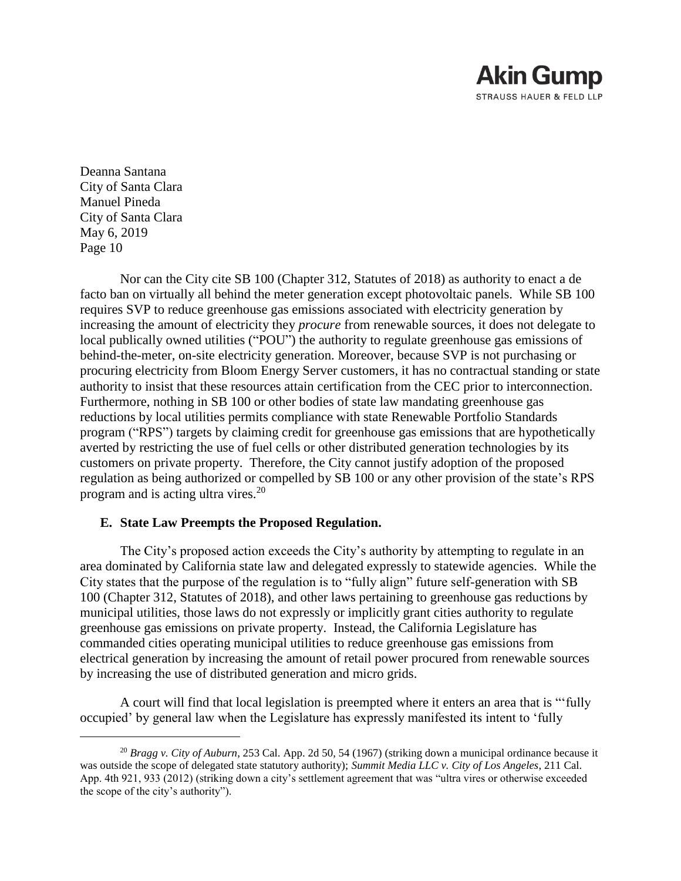Nor can the City cite SB 100 (Chapter 312, Statutes of 2018) as authority to enact a de facto ban on virtually all behind the meter generation except photovoltaic panels. While SB 100 requires SVP to reduce greenhouse gas emissions associated with electricity generation by increasing the amount of electricity they *procure* from renewable sources, it does not delegate to local publically owned utilities ("POU") the authority to regulate greenhouse gas emissions of behind-the-meter, on-site electricity generation. Moreover, because SVP is not purchasing or procuring electricity from Bloom Energy Server customers, it has no contractual standing or state authority to insist that these resources attain certification from the CEC prior to interconnection. Furthermore, nothing in SB 100 or other bodies of state law mandating greenhouse gas reductions by local utilities permits compliance with state Renewable Portfolio Standards program ("RPS") targets by claiming credit for greenhouse gas emissions that are hypothetically averted by restricting the use of fuel cells or other distributed generation technologies by its customers on private property. Therefore, the City cannot justify adoption of the proposed regulation as being authorized or compelled by SB 100 or any other provision of the state's RPS program and is acting ultra vires.[20]

### E. State Law Preempts the Proposed Regulation.

The City's proposed action exceeds the City's authority by attempting to regulate in an area dominated by California state law and delegated expressly to statewide agencies. While the City states that the purpose of the regulation is to "fully align" future self-generation with SB 100 (Chapter 312, Statutes of 2018), and other laws pertaining to greenhouse gas reductions by municipal utilities, those laws do not expressly or implicitly grant cities authority to regulate greenhouse gas emissions on private property. Instead, the California Legislature has commanded cities operating municipal utilities to reduce greenhouse gas emissions from electrical generation by increasing the amount of retail power procured from renewable sources by increasing the use of distributed generation and micro grids.

A court will find that local legislation is preempted where it enters an area that is "'fully occupied' by general law when the Legislature has expressly manifested its intent to 'fully

---

[20] *Bragg v. City of Auburn*, 253 Cal. App. 2d 50, 54 (1967) (striking down a municipal ordinance because it was outside the scope of delegated state statutory authority); *Summit Media LLC v. City of Los Angeles*, 211 Cal. App. 4th 921, 933 (2012) (striking down a city's settlement agreement that was "ultra vires or otherwise exceeded the scope of the city's authority").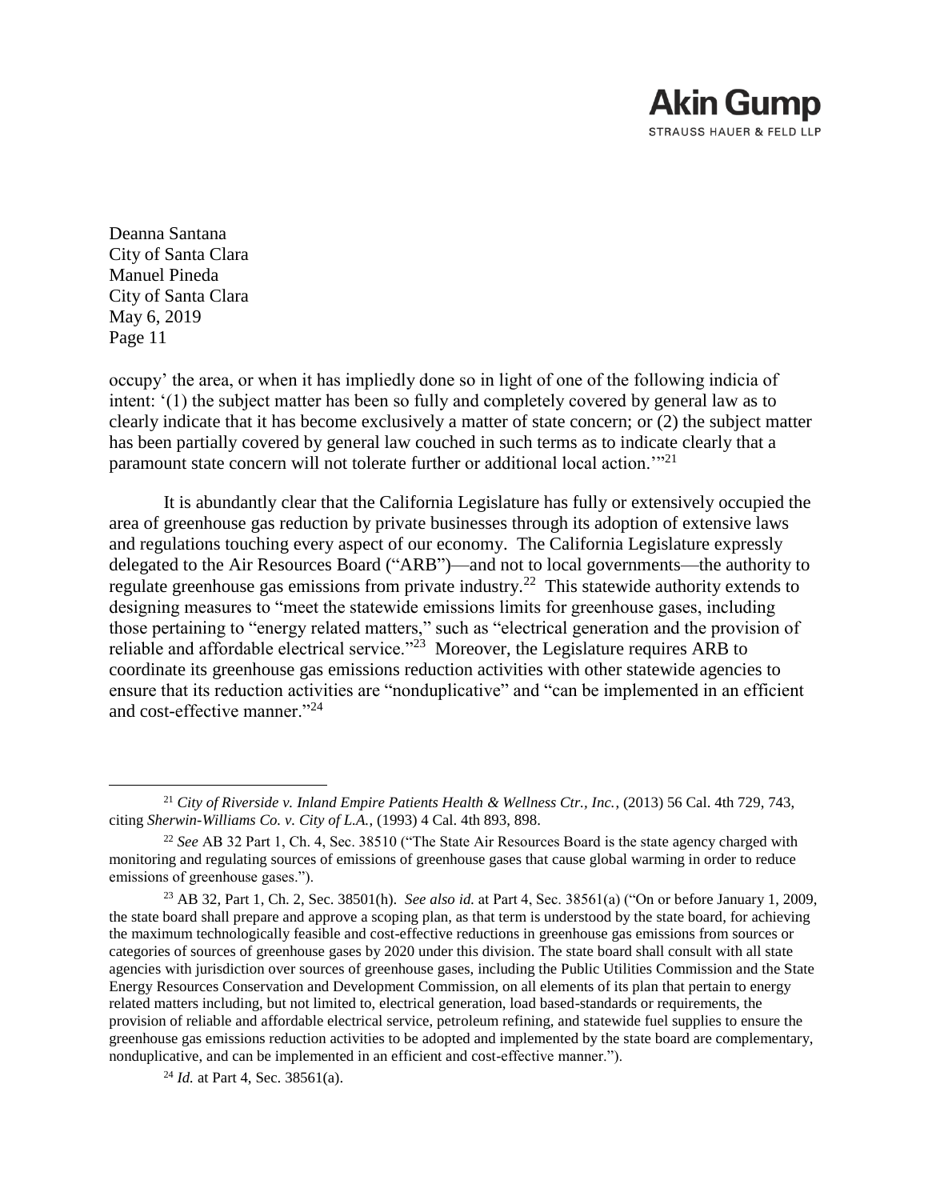occupy' the area, or when it has impliedly done so in light of one of the following indicia of intent: '(1) the subject matter has been so fully and completely covered by general law as to clearly indicate that it has become exclusively a matter of state concern; or (2) the subject matter has been partially covered by general law couched in such terms as to indicate clearly that a paramount state concern will not tolerate further or additional local action.'"[21]

It is abundantly clear that the California Legislature has fully or extensively occupied the area of greenhouse gas reduction by private businesses through its adoption of extensive laws and regulations touching every aspect of our economy. The California Legislature expressly delegated to the Air Resources Board ("ARB")—and not to local governments—the authority to regulate greenhouse gas emissions from private industry.[22] This statewide authority extends to designing measures to "meet the statewide emissions limits for greenhouse gases, including those pertaining to "energy related matters," such as "electrical generation and the provision of reliable and affordable electrical service."[23] Moreover, the Legislature requires ARB to coordinate its greenhouse gas emissions reduction activities with other statewide agencies to ensure that its reduction activities are "nonduplicative" and "can be implemented in an efficient and cost-effective manner."[24]

---

[21] *City of Riverside v. Inland Empire Patients Health & Wellness Ctr., Inc.*, (2013) 56 Cal. 4th 729, 743, citing *Sherwin-Williams Co. v. City of L.A.*, (1993) 4 Cal. 4th 893, 898.

[22] *See* AB 32 Part 1, Ch. 4, Sec. 38510 ("The State Air Resources Board is the state agency charged with monitoring and regulating sources of emissions of greenhouse gases that cause global warming in order to reduce emissions of greenhouse gases.").

[23] AB 32, Part 1, Ch. 2, Sec. 38501(h). *See also id.* at Part 4, Sec. 38561(a) ("On or before January 1, 2009, the state board shall prepare and approve a scoping plan, as that term is understood by the state board, for achieving the maximum technologically feasible and cost-effective reductions in greenhouse gas emissions from sources or categories of sources of greenhouse gases by 2020 under this division. The state board shall consult with all state agencies with jurisdiction over sources of greenhouse gases, including the Public Utilities Commission and the State Energy Resources Conservation and Development Commission, on all elements of its plan that pertain to energy related matters including, but not limited to, electrical generation, load based-standards or requirements, the provision of reliable and affordable electrical service, petroleum refining, and statewide fuel supplies to ensure the greenhouse gas emissions reduction activities to be adopted and implemented by the state board are complementary, nonduplicative, and can be implemented in an efficient and cost-effective manner.").

[24] *Id.* at Part 4, Sec. 38561(a).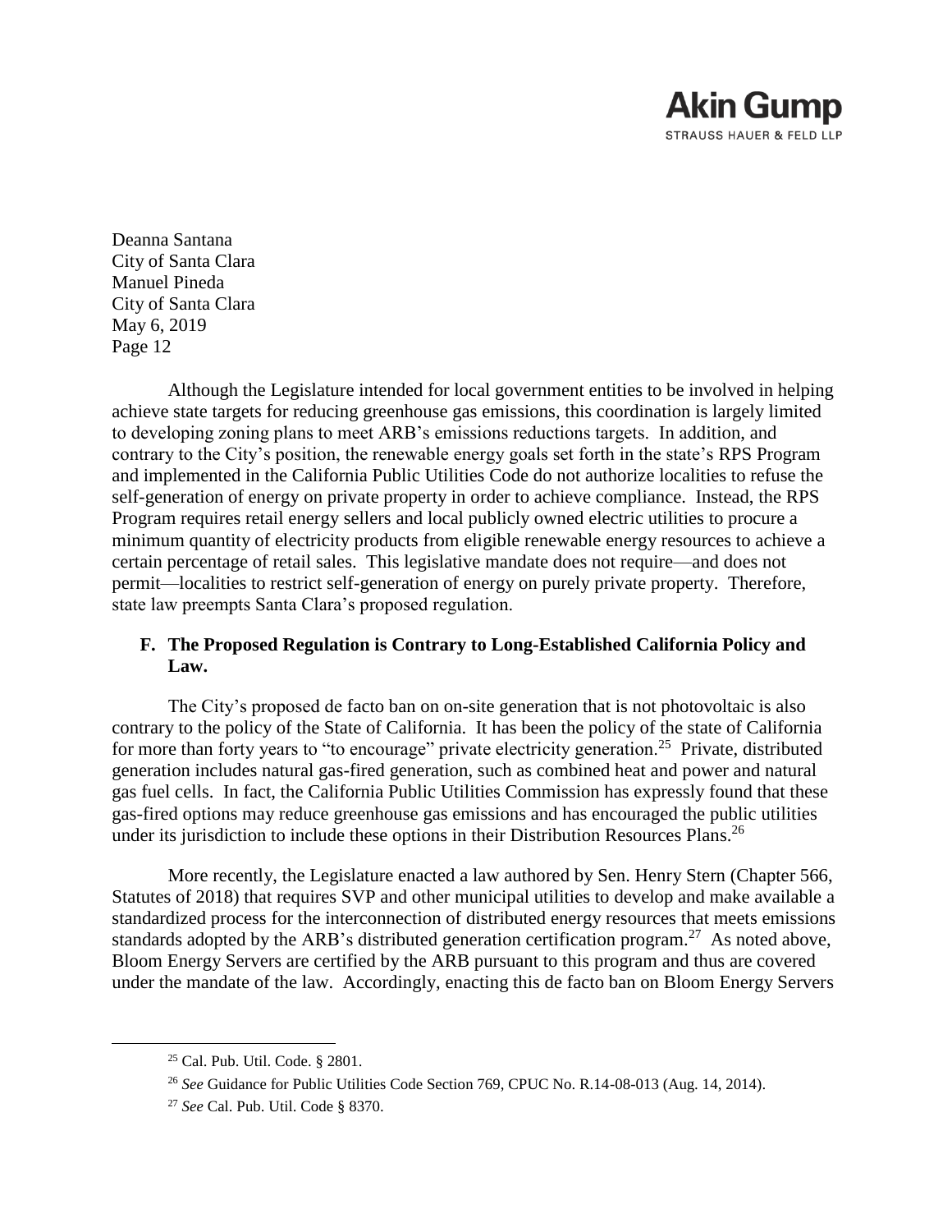Deanna Santana
City of Santa Clara
Manuel Pineda
City of Santa Clara
May 6, 2019

Although the Legislature intended for local government entities to be involved in helping achieve state targets for reducing greenhouse gas emissions, this coordination is largely limited to developing zoning plans to meet ARB's emissions reductions targets. In addition, and contrary to the City's position, the renewable energy goals set forth in the state's RPS Program and implemented in the California Public Utilities Code do not authorize localities to refuse the self-generation of energy on private property in order to achieve compliance. Instead, the RPS Program requires retail energy sellers and local publicly owned electric utilities to procure a minimum quantity of electricity products from eligible renewable energy resources to achieve a certain percentage of retail sales. This legislative mandate does not require—and does not permit—localities to restrict self-generation of energy on purely private property. Therefore, state law preempts Santa Clara's proposed regulation.

## F. The Proposed Regulation is Contrary to Long-Established California Policy and Law.

The City's proposed de facto ban on on-site generation that is not photovoltaic is also contrary to the policy of the State of California. It has been the policy of the state of California for more than forty years to "to encourage" private electricity generation.[25] Private, distributed generation includes natural gas-fired generation, such as combined heat and power and natural gas fuel cells. In fact, the California Public Utilities Commission has expressly found that these gas-fired options may reduce greenhouse gas emissions and has encouraged the public utilities under its jurisdiction to include these options in their Distribution Resources Plans.[26]

More recently, the Legislature enacted a law authored by Sen. Henry Stern (Chapter 566, Statutes of 2018) that requires SVP and other municipal utilities to develop and make available a standardized process for the interconnection of distributed energy resources that meets emissions standards adopted by the ARB's distributed generation certification program.[27] As noted above, Bloom Energy Servers are certified by the ARB pursuant to this program and thus are covered under the mandate of the law. Accordingly, enacting this de facto ban on Bloom Energy Servers

---

[25] Cal. Pub. Util. Code. § 2801.

[26] *See* Guidance for Public Utilities Code Section 769, CPUC No. R.14-08-013 (Aug. 14, 2014).

[27] *See* Cal. Pub. Util. Code § 8370.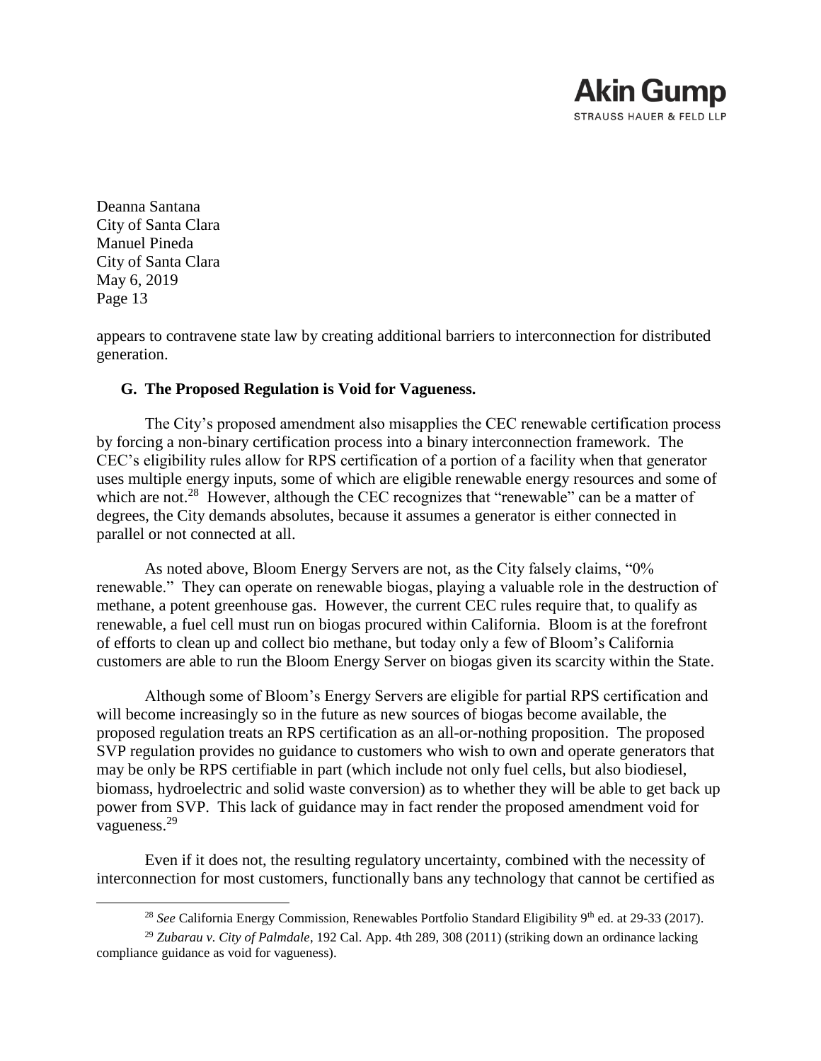appears to contravene state law by creating additional barriers to interconnection for distributed generation.

### G. The Proposed Regulation is Void for Vagueness.

The City's proposed amendment also misapplies the CEC renewable certification process by forcing a non-binary certification process into a binary interconnection framework. The CEC's eligibility rules allow for RPS certification of a portion of a facility when that generator uses multiple energy inputs, some of which are eligible renewable energy resources and some of which are not.[28] However, although the CEC recognizes that "renewable" can be a matter of degrees, the City demands absolutes, because it assumes a generator is either connected in parallel or not connected at all.

As noted above, Bloom Energy Servers are not, as the City falsely claims, "0% renewable." They can operate on renewable biogas, playing a valuable role in the destruction of methane, a potent greenhouse gas. However, the current CEC rules require that, to qualify as renewable, a fuel cell must run on biogas procured within California. Bloom is at the forefront of efforts to clean up and collect bio methane, but today only a few of Bloom's California customers are able to run the Bloom Energy Server on biogas given its scarcity within the State.

Although some of Bloom's Energy Servers are eligible for partial RPS certification and will become increasingly so in the future as new sources of biogas become available, the proposed regulation treats an RPS certification as an all-or-nothing proposition. The proposed SVP regulation provides no guidance to customers who wish to own and operate generators that may be only be RPS certifiable in part (which include not only fuel cells, but also biodiesel, biomass, hydroelectric and solid waste conversion) as to whether they will be able to get back up power from SVP. This lack of guidance may in fact render the proposed amendment void for vagueness.[29]

Even if it does not, the resulting regulatory uncertainty, combined with the necessity of interconnection for most customers, functionally bans any technology that cannot be certified as

---

[28] *See* California Energy Commission, Renewables Portfolio Standard Eligibility 9th ed. at 29-33 (2017).

[29] *Zubarau v. City of Palmdale*, 192 Cal. App. 4th 289, 308 (2011) (striking down an ordinance lacking compliance guidance as void for vagueness).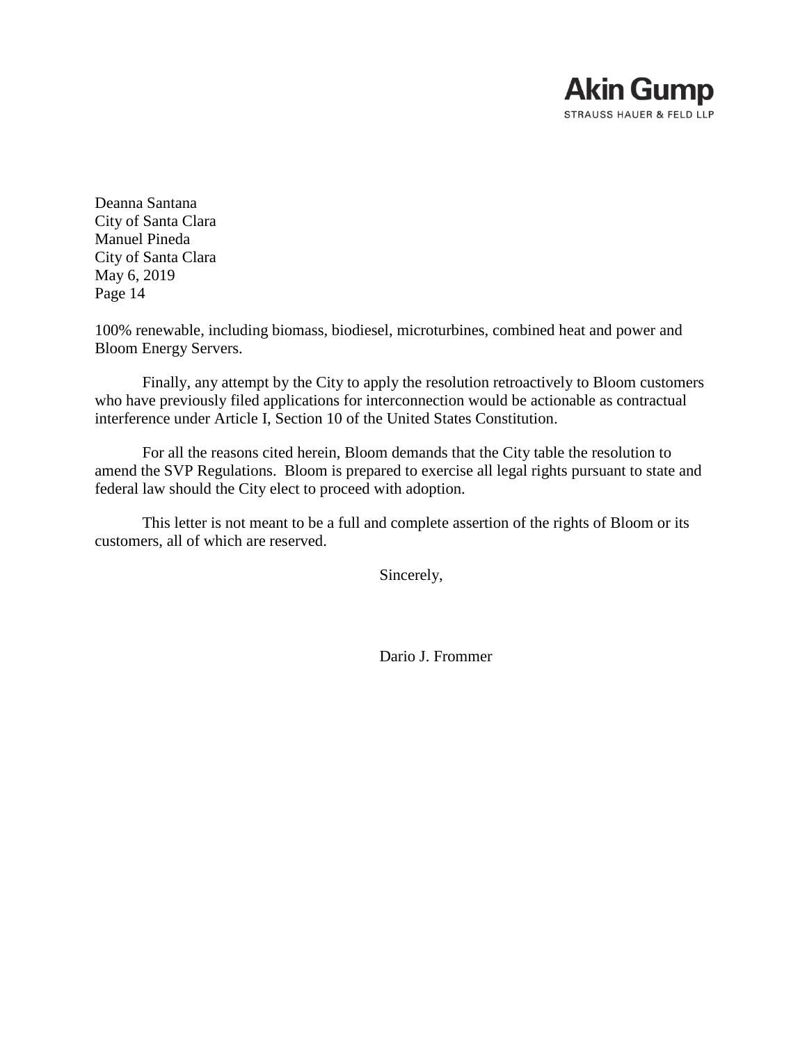100% renewable, including biomass, biodiesel, microturbines, combined heat and power and Bloom Energy Servers.

Finally, any attempt by the City to apply the resolution retroactively to Bloom customers who have previously filed applications for interconnection would be actionable as contractual interference under Article I, Section 10 of the United States Constitution.

For all the reasons cited herein, Bloom demands that the City table the resolution to amend the SVP Regulations. Bloom is prepared to exercise all legal rights pursuant to state and federal law should the City elect to proceed with adoption.

This letter is not meant to be a full and complete assertion of the rights of Bloom or its customers, all of which are reserved.

Sincerely,

Dario J. Frommer